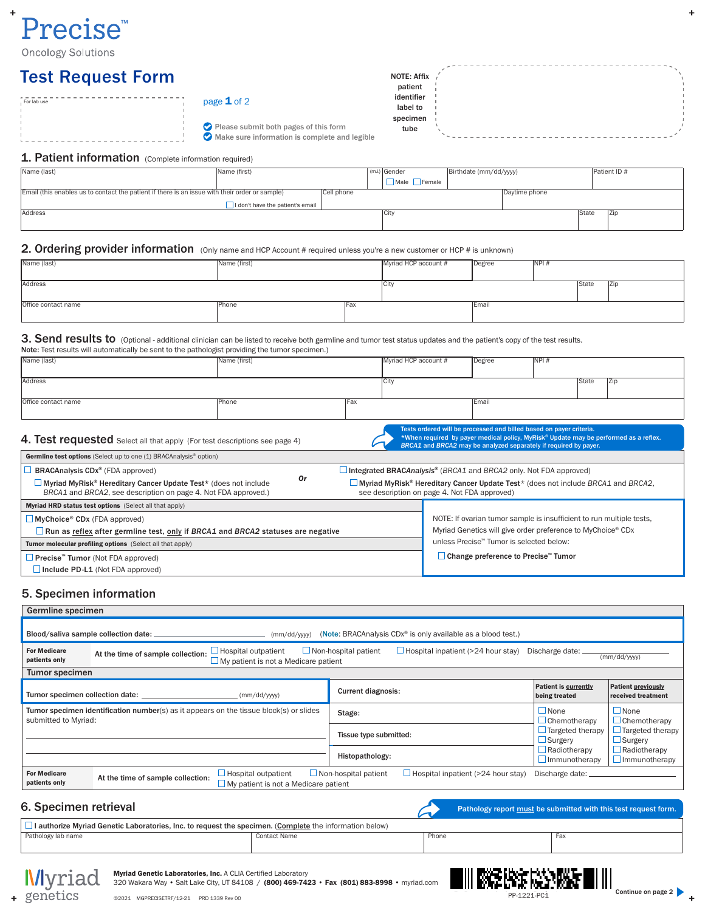Precise™
Oncology Solutions

# Test Request Form

For lab use

page **1** of 2

- Please submit both pages of this form
- Make sure information is complete and legible

NOTE: Affix patient identifier label to specimen tube

## 1. Patient information (Complete information required)

| Name (last) | Name (first) | (m.i.) | Gender ☐ Male ☐ Female | Birthdate (mm/dd/yyyy) | Patient ID # |
|---|---|---|---|---|---|
| Email (this enables us to contact the patient if there is an issue with their order or sample) ☐ I don't have the patient's email | | Cell phone | | Daytime phone | |
| Address | | City | | State | Zip |

## 2. Ordering provider information (Only name and HCP Account # required unless you're a new customer or HCP # is unknown)

| Name (last) | Name (first) | Myriad HCP account # | Degree | NPI # | |
|---|---|---|---|---|---|
| Address | | City | | State | Zip |
| Office contact name | Phone | Fax | Email | | |

## 3. Send results to (Optional - additional clinician can be listed to receive both germline and tumor test status updates and the patient's copy of the test results.

**Note:** Test results will automatically be sent to the pathologist providing the tumor specimen.)

| Name (last) | Name (first) | Myriad HCP account # | Degree | NPI # | |
|---|---|---|---|---|---|
| Address | | City | | State | Zip |
| Office contact name | Phone | Fax | Email | | |

## 4. Test requested Select all that apply (For test descriptions see page 4)

Tests ordered will be processed and billed based on payer criteria.
*When required by payer medical policy, MyRisk® Update may be performed as a reflex.
*BRCA1* and *BRCA2* may be analyzed separately if required by payer.

**Germline test options** (Select up to one (1) BRACAnalysis® option)

- ☐ **BRACAnalysis CDx®** (FDA approved)
  - ☐ **Myriad MyRisk® Hereditary Cancer Update Test*** (does not include *BRCA1* and *BRCA2*, see description on page 4. Not FDA approved.)

***Or***

- ☐ **Integrated BRAC*Analysis*®** (*BRCA1* and *BRCA2* only. Not FDA approved)
  - ☐ **Myriad MyRisk® Hereditary Cancer Update Test*** (does not include *BRCA1* and *BRCA2*, see description on page 4. Not FDA approved)

**Myriad HRD status test options** (Select all that apply)

- ☐ **MyChoice® CDx** (FDA approved)
  - ☐ **Run as reflex after germline test, only if *BRCA1* and *BRCA2* statuses are negative**

**Tumor molecular profiling options** (Select all that apply)

- ☐ **Precise™ Tumor** (Not FDA approved)
  - ☐ **Include PD-L1** (Not FDA approved)

NOTE: If ovarian tumor sample is insufficient to run multiple tests, Myriad Genetics will give order preference to MyChoice® CDx unless Precise™ Tumor is selected below:

☐ **Change preference to Precise™ Tumor**

## 5. Specimen information

### Germline specimen

**Blood/saliva sample collection date:** ______________________ (mm/dd/yyyy) (**Note**: BRACAnalysis CDx® is only available as a blood test.)

**For Medicare patients only** — At the time of sample collection: ☐ Hospital outpatient ☐ Non-hospital patient ☐ Hospital inpatient (>24 hour stay) Discharge date: ____________ (mm/dd/yyyy) ☐ My patient is not a Medicare patient

### Tumor specimen

**Tumor specimen collection date:** ______________________ (mm/dd/yyyy)

**Tumor specimen identification number**(s) as it appears on the tissue block(s) or slides submitted to Myriad:

______________________________________

______________________________________

| | Patient is currently being treated | Patient previously received treatment |
|---|---|---|
| **Current diagnosis:** | | |
| **Stage:** | ☐ None | ☐ None |
| **Tissue type submitted:** | ☐ Chemotherapy | ☐ Chemotherapy |
| **Histopathology:** | ☐ Targeted therapy | ☐ Targeted therapy |
| | ☐ Surgery | ☐ Surgery |
| | ☐ Radiotherapy | ☐ Radiotherapy |
| | ☐ Immunotherapy | ☐ Immunotherapy |

**For Medicare patients only** — At the time of sample collection: ☐ Hospital outpatient ☐ Non-hospital patient ☐ Hospital inpatient (>24 hour stay) Discharge date: ____________ ☐ My patient is not a Medicare patient

## 6. Specimen retrieval

Pathology report must be submitted with this test request form.

☐ **I authorize Myriad Genetic Laboratories, Inc. to request the specimen.** (Complete the information below)

| Pathology lab name | Contact Name | Phone | Fax |
|---|---|---|---|
| | | | |

Myriad genetics

**Myriad Genetic Laboratories, Inc.** A CLIA Certified Laboratory
320 Wakara Way • Salt Lake City, UT 84108 / **(800) 469-7423** • **Fax (801) 883-8998** • myriad.com

©2021 MGPRECISETRF/12-21 PRD 1339 Rev 00

PP-1221-PC1

Continue on page 2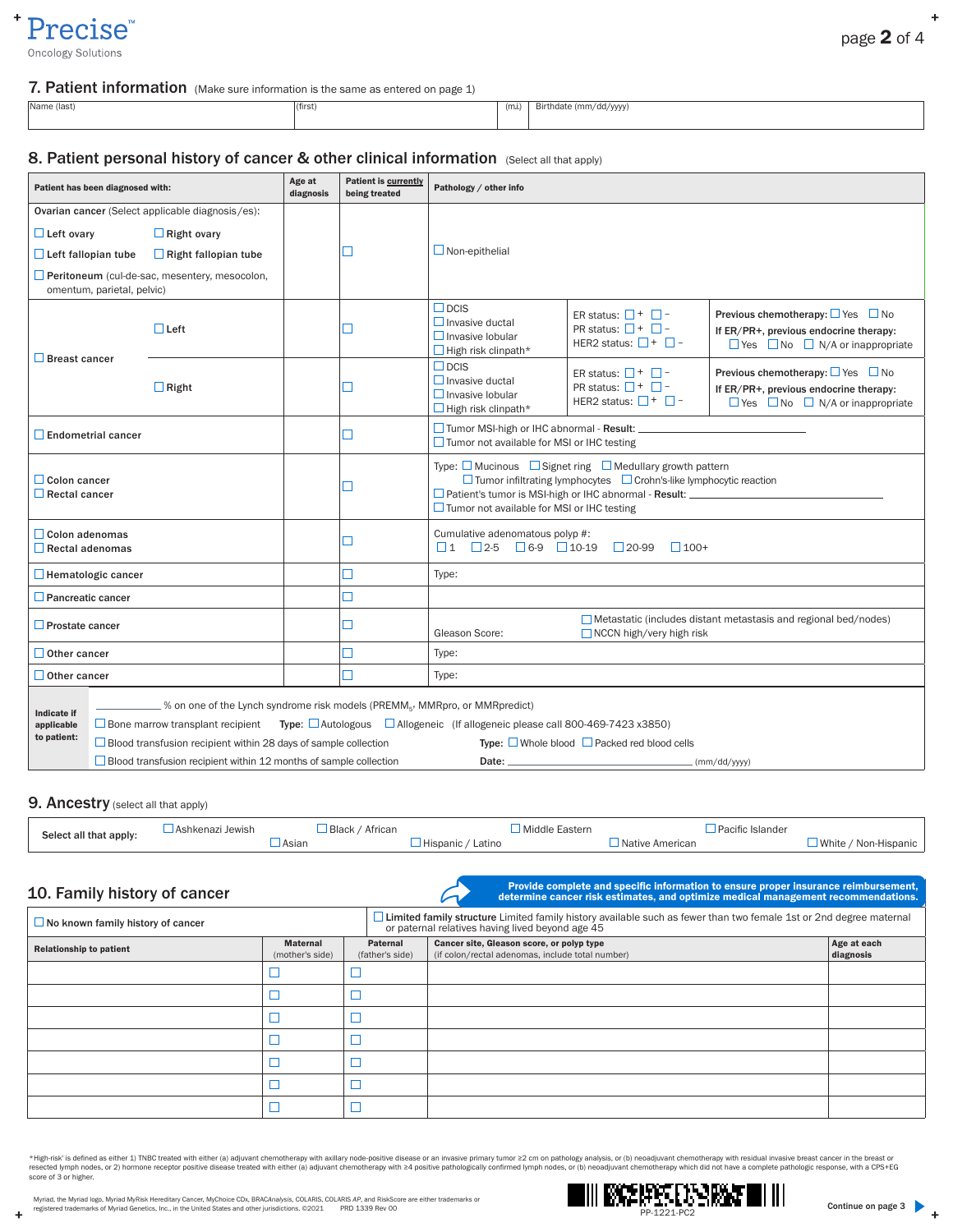Precise™
Oncology Solutions

## 7. Patient information (Make sure information is the same as entered on page 1)

| Name (last) | (first) | (m.i.) | Birthdate (mm/dd/yyyy) |
|---|---|---|---|
| | | | |

## 8. Patient personal history of cancer & other clinical information (Select all that apply)

| Patient has been diagnosed with: | Age at diagnosis | Patient is currently being treated | Pathology / other info |
|---|---|---|---|
| **Ovarian cancer** (Select applicable diagnosis/es): ☐ Left ovary ☐ Right ovary ☐ Left fallopian tube ☐ Right fallopian tube ☐ Peritoneum (cul-de-sac, mesentery, mesocolon, omentum, parietal, pelvic) | | ☐ | ☐ Non-epithelial |
| ☐ **Breast cancer** — ☐ Left | | ☐ | ☐ DCIS ☐ Invasive ductal ☐ Invasive lobular ☐ High risk clinpath* — ER status: ☐+ ☐– PR status: ☐+ ☐– HER2 status: ☐+ ☐– — **Previous chemotherapy:** ☐ Yes ☐ No **If ER/PR+, previous endocrine therapy:** ☐ Yes ☐ No ☐ N/A or inappropriate |
| ☐ **Breast cancer** — ☐ Right | | ☐ | ☐ DCIS ☐ Invasive ductal ☐ Invasive lobular ☐ High risk clinpath* — ER status: ☐+ ☐– PR status: ☐+ ☐– HER2 status: ☐+ ☐– — **Previous chemotherapy:** ☐ Yes ☐ No **If ER/PR+, previous endocrine therapy:** ☐ Yes ☐ No ☐ N/A or inappropriate |
| ☐ **Endometrial cancer** | | ☐ | ☐ Tumor MSI-high or IHC abnormal - **Result:** ________ ☐ Tumor not available for MSI or IHC testing |
| ☐ **Colon cancer** ☐ **Rectal cancer** | | ☐ | Type: ☐ Mucinous ☐ Signet ring ☐ Medullary growth pattern ☐ Tumor infiltrating lymphocytes ☐ Crohn's-like lymphocytic reaction ☐ Patient's tumor is MSI-high or IHC abnormal - **Result:** ________ ☐ Tumor not available for MSI or IHC testing |
| ☐ **Colon adenomas** ☐ **Rectal adenomas** | | ☐ | Cumulative adenomatous polyp #: ☐ 1 ☐ 2-5 ☐ 6-9 ☐ 10-19 ☐ 20-99 ☐ 100+ |
| ☐ **Hematologic cancer** | | ☐ | Type: |
| ☐ **Pancreatic cancer** | | ☐ | |
| ☐ **Prostate cancer** | | ☐ | Gleason Score: ☐ Metastatic (includes distant metastasis and regional bed/nodes) ☐ NCCN high/very high risk |
| ☐ **Other cancer** | | ☐ | Type: |
| ☐ **Other cancer** | | ☐ | Type: |

**Indicate if applicable to patient:**

- ________ % on one of the Lynch syndrome risk models (PREMM$_5$, MMRpro, or MMRpredict)
- ☐ Bone marrow transplant recipient **Type:** ☐ Autologous ☐ Allogeneic (If allogeneic please call 800-469-7423 x3850)
- ☐ Blood transfusion recipient within 28 days of sample collection **Type:** ☐ Whole blood ☐ Packed red blood cells
- ☐ Blood transfusion recipient within 12 months of sample collection **Date:** ________ (mm/dd/yyyy)

## 9. Ancestry (select all that apply)

**Select all that apply:** ☐ Ashkenazi Jewish ☐ Asian ☐ Black / African ☐ Hispanic / Latino ☐ Middle Eastern ☐ Native American ☐ Pacific Islander ☐ White / Non-Hispanic

## 10. Family history of cancer

**Provide complete and specific information to ensure proper insurance reimbursement, determine cancer risk estimates, and optimize medical management recommendations.**

☐ **No known family history of cancer**

☐ **Limited family structure** Limited family history available such as fewer than two female 1st or 2nd degree maternal or paternal relatives having lived beyond age 45

| Relationship to patient | Maternal (mother's side) | Paternal (father's side) | Cancer site, Gleason score, or polyp type (if colon/rectal adenomas, include total number) | Age at each diagnosis |
|---|---|---|---|---|
| | ☐ | ☐ | | |
| | ☐ | ☐ | | |
| | ☐ | ☐ | | |
| | ☐ | ☐ | | |
| | ☐ | ☐ | | |
| | ☐ | ☐ | | |
| | ☐ | ☐ | | |

*High-risk' is defined as either 1) TNBC treated with either (a) adjuvant chemotherapy with axillary node-positive disease or an invasive primary tumor ≥2 cm on pathology analysis, or (b) neoadjuvant chemotherapy with residual invasive breast cancer in the breast or resected lymph nodes, or 2) hormone receptor positive disease treated with either (a) adjuvant chemotherapy with ≥4 positive pathologically confirmed lymph nodes, or (b) neoadjuvant chemotherapy which did not have a complete pathologic response, with a CPS+EG score of 3 or higher.

Myriad, the Myriad logo, Myriad MyRisk Hereditary Cancer, MyChoice CDx, BRACAnalysis, COLARIS, COLARIS AP, and RiskScore are either trademarks or registered trademarks of Myriad Genetics, Inc., in the United States and other jurisdictions. ©2021 PRD 1339 Rev 00

PP-1221-PC2

Continue on page 3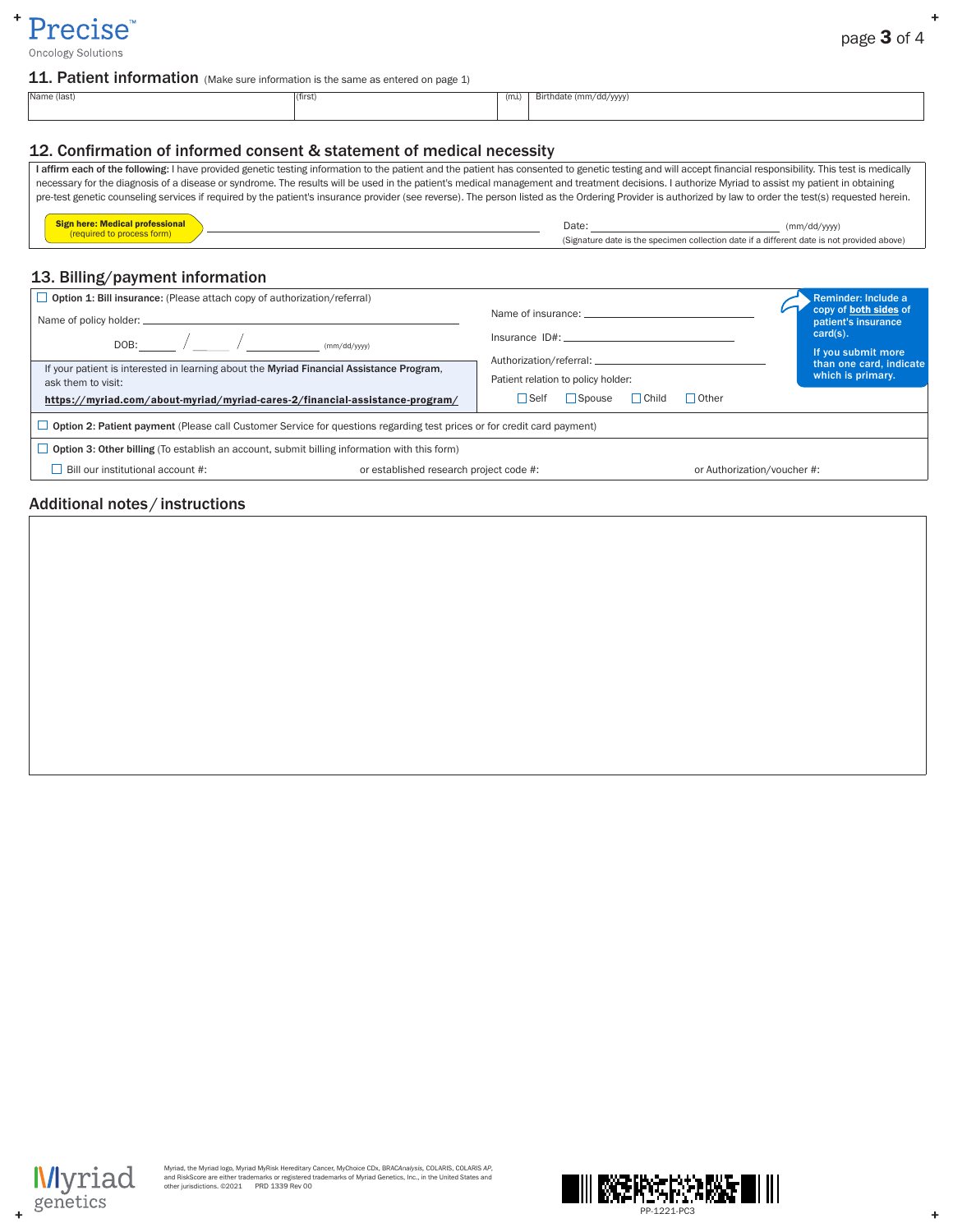## 11. Patient information (Make sure information is the same as entered on page 1)

| Name (last) | (first) | (m.i.) | Birthdate (mm/dd/yyyy) |
|---|---|---|---|
| | | | |

## 12. Confirmation of informed consent & statement of medical necessity

**I affirm each of the following:** I have provided genetic testing information to the patient and the patient has consented to genetic testing and will accept financial responsibility. This test is medically necessary for the diagnosis of a disease or syndrome. The results will be used in the patient's medical management and treatment decisions. I authorize Myriad to assist my patient in obtaining pre-test genetic counseling services if required by the patient's insurance provider (see reverse). The person listed as the Ordering Provider is authorized by law to order the test(s) requested herein.

**Sign here: Medical professional** (required to process form) ______________________________

Date: ______________________ (mm/dd/yyyy)

(Signature date is the specimen collection date if a different date is not provided above)

## 13. Billing/payment information

☐ **Option 1: Bill insurance:** (Please attach copy of authorization/referral)

Name of policy holder: ______________________________

DOB: ______ / ______ / __________ (mm/dd/yyyy)

If your patient is interested in learning about the **Myriad Financial Assistance Program**, ask them to visit:

**https://myriad.com/about-myriad/myriad-cares-2/financial-assistance-program/**

Name of insurance: ______________________________

Insurance ID#: ______________________________

Authorization/referral: ______________________________

Patient relation to policy holder: ☐ Self ☐ Spouse ☐ Child ☐ Other

**Reminder: Include a copy of both sides of patient's insurance card(s).**

**If you submit more than one card, indicate which is primary.**

☐ **Option 2: Patient payment** (Please call Customer Service for questions regarding test prices or for credit card payment)

☐ **Option 3: Other billing** (To establish an account, submit billing information with this form)

☐ Bill our institutional account #: or established research project code #: or Authorization/voucher #:

## Additional notes / instructions

Myriad, the Myriad logo, Myriad MyRisk Hereditary Cancer, MyChoice CDx, BRAC*Analysis*, COLARIS, COLARIS *AP*, and RiskScore are either trademarks or registered trademarks of Myriad Genetics, Inc., in the United States and other jurisdictions. ©2021 PRD 1339 Rev 00

PP-1221-PC3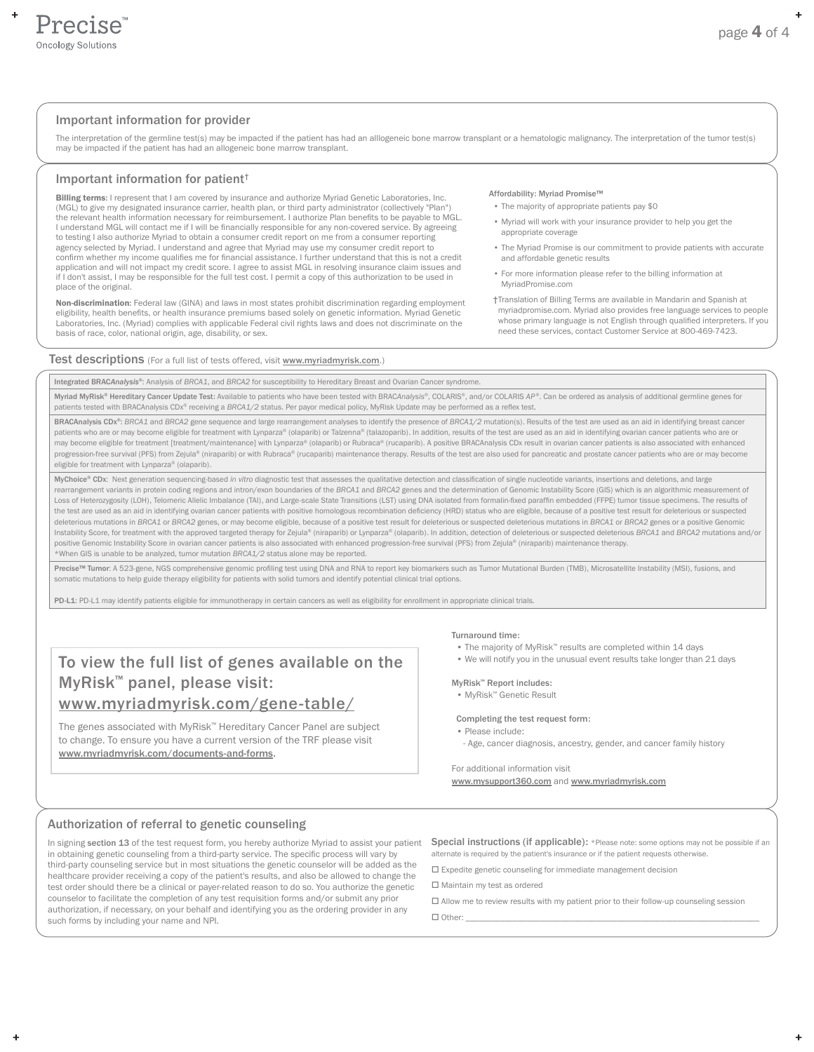## Important information for provider

The interpretation of the germline test(s) may be impacted if the patient has had an alllogeneic bone marrow transplant or a hematologic malignancy. The interpretation of the tumor test(s) may be impacted if the patient has had an allogeneic bone marrow transplant.

## Important information for patient†

**Billing terms**: I represent that I am covered by insurance and authorize Myriad Genetic Laboratories, Inc. (MGL) to give my designated insurance carrier, health plan, or third party administrator (collectively "Plan") the relevant health information necessary for reimbursement. I authorize Plan benefits to be payable to MGL. I understand MGL will contact me if I will be financially responsible for any non-covered service. By agreeing to testing I also authorize Myriad to obtain a consumer credit report on me from a consumer reporting agency selected by Myriad. I understand and agree that Myriad may use my consumer credit report to confirm whether my income qualifies me for financial assistance. I further understand that this is not a credit application and will not impact my credit score. I agree to assist MGL in resolving insurance claim issues and if I don't assist, I may be responsible for the full test cost. I permit a copy of this authorization to be used in place of the original.

**Non-discrimination**: Federal law (GINA) and laws in most states prohibit discrimination regarding employment eligibility, health benefits, or health insurance premiums based solely on genetic information. Myriad Genetic Laboratories, Inc. (Myriad) complies with applicable Federal civil rights laws and does not discriminate on the basis of race, color, national origin, age, disability, or sex.

**Affordability: Myriad Promise™**

- The majority of appropriate patients pay $0
- Myriad will work with your insurance provider to help you get the appropriate coverage
- The Myriad Promise is our commitment to provide patients with accurate and affordable genetic results
- For more information please refer to the billing information at MyriadPromise.com

†Translation of Billing Terms are available in Mandarin and Spanish at myriadpromise.com. Myriad also provides free language services to people whose primary language is not English through qualified interpreters. If you need these services, contact Customer Service at 800-469-7423.

## Test descriptions (For a full list of tests offered, visit www.myriadmyrisk.com.)

**Integrated BRAC*Analysis*®**: Analysis of *BRCA1*, and *BRCA2* for susceptibility to Hereditary Breast and Ovarian Cancer syndrome.

**Myriad MyRisk® Hereditary Cancer Update Test**: Available to patients who have been tested with BRAC*Analysis*®, COLARIS®, and/or COLARIS *AP*®. Can be ordered as analysis of additional germline genes for patients tested with BRACAnalysis CDx® receiving a *BRCA1/2* status. Per payor medical policy, MyRisk Update may be performed as a reflex test.

**BRACAnalysis CDx®**: *BRCA1* and *BRCA2* gene sequence and large rearrangement analyses to identify the presence of *BRCA1/2* mutation(s). Results of the test are used as an aid in identifying breast cancer patients who are or may become eligible for treatment with Lynparza® (olaparib) or Talzenna® (talazoparib). In addition, results of the test are also used as an aid in identifying ovarian cancer patients who are or may become eligible for treatment [treatment/maintenance] with Lynparza® (olaparib) or Rubraca® (rucaparib). A positive BRACAnalysis CDx result in ovarian cancer patients is also associated with enhanced progression-free survival (PFS) from Zejula® (niraparib) or with Rubraca® (rucaparib) maintenance therapy. Results of the test are also used for pancreatic and prostate cancer patients who are or may become eligible for treatment with Lynparza® (olaparib).

**MyChoice® CDx**: Next generation sequencing-based *in vitro* diagnostic test that assesses the qualitative detection and classification of single nucleotide variants, insertions and deletions, and large rearrangement variants in protein coding regions and intron/exon boundaries of the *BRCA1* and *BRCA2* genes and the determination of Genomic Instability Score (GIS) which is an algorithmic measurement of Loss of Heterozygosity (LOH), Telomeric Allelic Imbalance (TAI), and Large-scale State Transitions (LST) using DNA isolated from formalin-fixed paraffin embedded (FFPE) tumor tissue specimens. The results of the test are used as an aid in identifying ovarian cancer patients with positive homologous recombination deficiency (HRD) status who are eligible, because of a positive test result for deleterious or suspected deleterious mutations in *BRCA1* or *BRCA2* genes, or may become eligible, because of a positive test result for deleterious or suspected deleterious mutations in *BRCA1* or *BRCA2* genes or a positive Genomic Instability Score, for treatment with the approved targeted therapy for Zejula® (niraparib) or Lynparza® (olaparib). In addition, detection of deleterious or suspected deleterious *BRCA1* and *BRCA2* mutations and/or positive Genomic Instability Score in ovarian cancer patients is also associated with enhanced progression-free survival (PFS) from Zejula® (niraparib) maintenance therapy.
*When GIS is unable to be analyzed, tumor mutation *BRCA1/2* status alone may be reported.

**Precise™ Tumor**: A 523-gene, NGS comprehensive genomic profiling test using DNA and RNA to report key biomarkers such as Tumor Mutational Burden (TMB), Microsatellite Instability (MSI), fusions, and somatic mutations to help guide therapy eligibility for patients with solid tumors and identify potential clinical trial options.

**PD-L1**: PD-L1 may identify patients eligible for immunotherapy in certain cancers as well as eligibility for enrollment in appropriate clinical trials.

### To view the full list of genes available on the MyRisk™ panel, please visit: www.myriadmyrisk.com/gene-table/

The genes associated with MyRisk™ Hereditary Cancer Panel are subject to change. To ensure you have a current version of the TRF please visit www.myriadmyrisk.com/documents-and-forms.

**Turnaround time:**

- The majority of MyRisk™ results are completed within 14 days
- We will notify you in the unusual event results take longer than 21 days

**MyRisk™ Report includes:**

- MyRisk™ Genetic Result

**Completing the test request form:**

- Please include:
  - Age, cancer diagnosis, ancestry, gender, and cancer family history

For additional information visit www.mysupport360.com and www.myriadmyrisk.com

## Authorization of referral to genetic counseling

In signing **section 13** of the test request form, you hereby authorize Myriad to assist your patient in obtaining genetic counseling from a third-party service. The specific process will vary by third-party counseling service but in most situations the genetic counselor will be added as the healthcare provider receiving a copy of the patient's results, and also be allowed to change the test order should there be a clinical or payer-related reason to do so. You authorize the genetic counselor to facilitate the completion of any test requisition forms and/or submit any prior authorization, if necessary, on your behalf and identifying you as the ordering provider in any such forms by including your name and NPI.

**Special instructions (if applicable):** *Please note: some options may not be possible if an alternate is required by the patient's insurance or if the patient requests otherwise.

- ☐ Expedite genetic counseling for immediate management decision
- ☐ Maintain my test as ordered
- ☐ Allow me to review results with my patient prior to their follow-up counseling session
- ☐ Other: ____________________